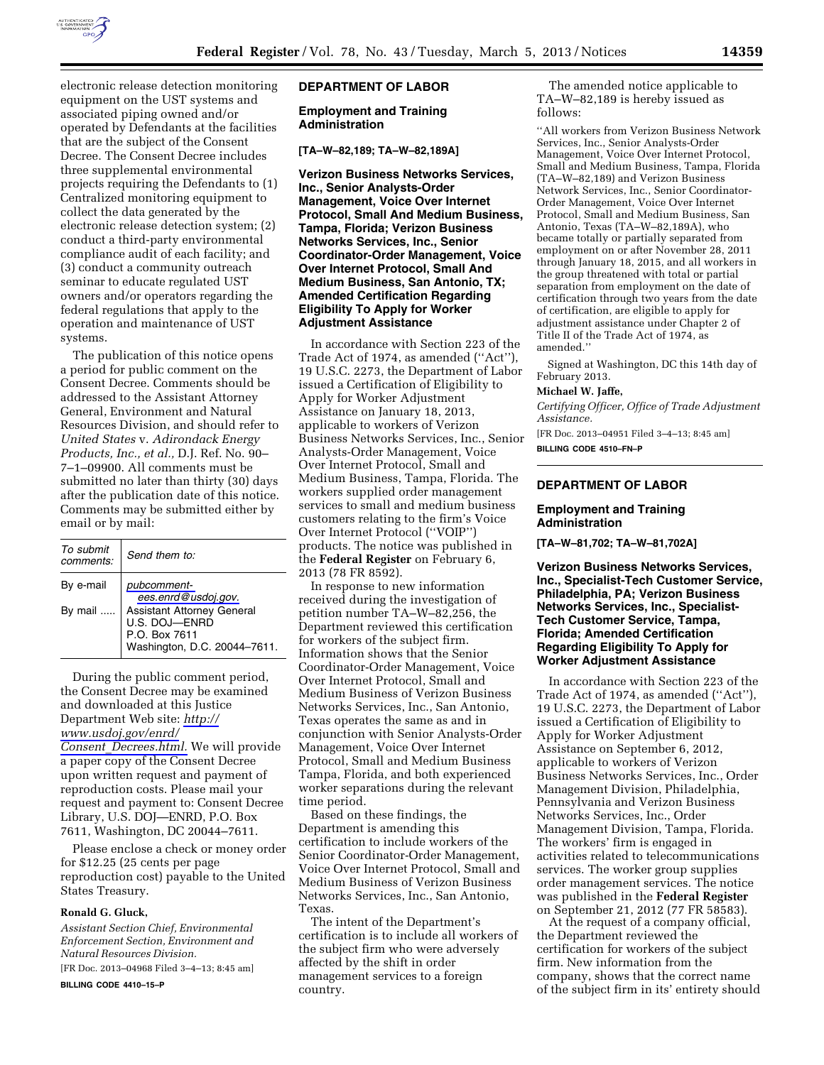electronic release detection monitoring equipment on the UST systems and associated piping owned and/or operated by Defendants at the facilities that are the subject of the Consent Decree. The Consent Decree includes three supplemental environmental projects requiring the Defendants to (1) Centralized monitoring equipment to collect the data generated by the electronic release detection system; (2) conduct a third-party environmental compliance audit of each facility; and (3) conduct a community outreach seminar to educate regulated UST owners and/or operators regarding the federal regulations that apply to the operation and maintenance of UST systems.

The publication of this notice opens a period for public comment on the Consent Decree. Comments should be addressed to the Assistant Attorney General, Environment and Natural Resources Division, and should refer to *United States* v. *Adirondack Energy Products, Inc., et al.,* D.J. Ref. No. 90–7–1–09900. All comments must be submitted no later than thirty (30) days after the publication date of this notice. Comments may be submitted either by email or by mail:

| *To submit comments:* | *Send them to:* |
|---|---|
| By e-mail | *pubcomment-ees.enrd@usdoj.gov.* |
| By mail | Assistant Attorney General U.S. DOJ—ENRD P.O. Box 7611 Washington, D.C. 20044–7611. |

During the public comment period, the Consent Decree may be examined and downloaded at this Justice Department Web site: *http://www.usdoj.gov/enrd/Consent_Decrees.html.* We will provide a paper copy of the Consent Decree upon written request and payment of reproduction costs. Please mail your request and payment to: Consent Decree Library, U.S. DOJ—ENRD, P.O. Box 7611, Washington, DC 20044–7611.

Please enclose a check or money order for $12.25 (25 cents per page reproduction cost) payable to the United States Treasury.

**Ronald G. Gluck,**

*Assistant Section Chief, Environmental Enforcement Section, Environment and Natural Resources Division.*

[FR Doc. 2013–04968 Filed 3–4–13; 8:45 am]

**BILLING CODE 4410–15–P**

## DEPARTMENT OF LABOR

### Employment and Training Administration

**[TA–W–82,189; TA–W–82,189A]**

### Verizon Business Networks Services, Inc., Senior Analysts-Order Management, Voice Over Internet Protocol, Small And Medium Business, Tampa, Florida; Verizon Business Networks Services, Inc., Senior Coordinator-Order Management, Voice Over Internet Protocol, Small And Medium Business, San Antonio, TX; Amended Certification Regarding Eligibility To Apply for Worker Adjustment Assistance

In accordance with Section 223 of the Trade Act of 1974, as amended (''Act''), 19 U.S.C. 2273, the Department of Labor issued a Certification of Eligibility to Apply for Worker Adjustment Assistance on January 18, 2013, applicable to workers of Verizon Business Networks Services, Inc., Senior Analysts-Order Management, Voice Over Internet Protocol, Small and Medium Business, Tampa, Florida. The workers supplied order management services to small and medium business customers relating to the firm's Voice Over Internet Protocol (''VOIP'') products. The notice was published in the **Federal Register** on February 6, 2013 (78 FR 8592).

In response to new information received during the investigation of petition number TA–W–82,256, the Department reviewed this certification for workers of the subject firm. Information shows that the Senior Coordinator-Order Management, Voice Over Internet Protocol, Small and Medium Business of Verizon Business Networks Services, Inc., San Antonio, Texas operates the same as and in conjunction with Senior Analysts-Order Management, Voice Over Internet Protocol, Small and Medium Business Tampa, Florida, and both experienced worker separations during the relevant time period.

Based on these findings, the Department is amending this certification to include workers of the Senior Coordinator-Order Management, Voice Over Internet Protocol, Small and Medium Business of Verizon Business Networks Services, Inc., San Antonio, Texas.

The intent of the Department's certification is to include all workers of the subject firm who were adversely affected by the shift in order management services to a foreign country.

The amended notice applicable to TA–W–82,189 is hereby issued as follows:

''All workers from Verizon Business Network Services, Inc., Senior Analysts-Order Management, Voice Over Internet Protocol, Small and Medium Business, Tampa, Florida (TA–W–82,189) and Verizon Business Network Services, Inc., Senior Coordinator-Order Management, Voice Over Internet Protocol, Small and Medium Business, San Antonio, Texas (TA–W–82,189A), who became totally or partially separated from employment on or after November 28, 2011 through January 18, 2015, and all workers in the group threatened with total or partial separation from employment on the date of certification through two years from the date of certification, are eligible to apply for adjustment assistance under Chapter 2 of Title II of the Trade Act of 1974, as amended.''

Signed at Washington, DC this 14th day of February 2013.

**Michael W. Jaffe,**

*Certifying Officer, Office of Trade Adjustment Assistance.*

[FR Doc. 2013–04951 Filed 3–4–13; 8:45 am]

**BILLING CODE 4510–FN–P**

## DEPARTMENT OF LABOR

### Employment and Training Administration

**[TA–W–81,702; TA–W–81,702A]**

### Verizon Business Networks Services, Inc., Specialist-Tech Customer Service, Philadelphia, PA; Verizon Business Networks Services, Inc., Specialist-Tech Customer Service, Tampa, Florida; Amended Certification Regarding Eligibility To Apply for Worker Adjustment Assistance

In accordance with Section 223 of the Trade Act of 1974, as amended (''Act''), 19 U.S.C. 2273, the Department of Labor issued a Certification of Eligibility to Apply for Worker Adjustment Assistance on September 6, 2012, applicable to workers of Verizon Business Networks Services, Inc., Order Management Division, Philadelphia, Pennsylvania and Verizon Business Networks Services, Inc., Order Management Division, Tampa, Florida. The workers' firm is engaged in activities related to telecommunications services. The worker group supplies order management services. The notice was published in the **Federal Register** on September 21, 2012 (77 FR 58583).

At the request of a company official, the Department reviewed the certification for workers of the subject firm. New information from the company, shows that the correct name of the subject firm in its' entirety should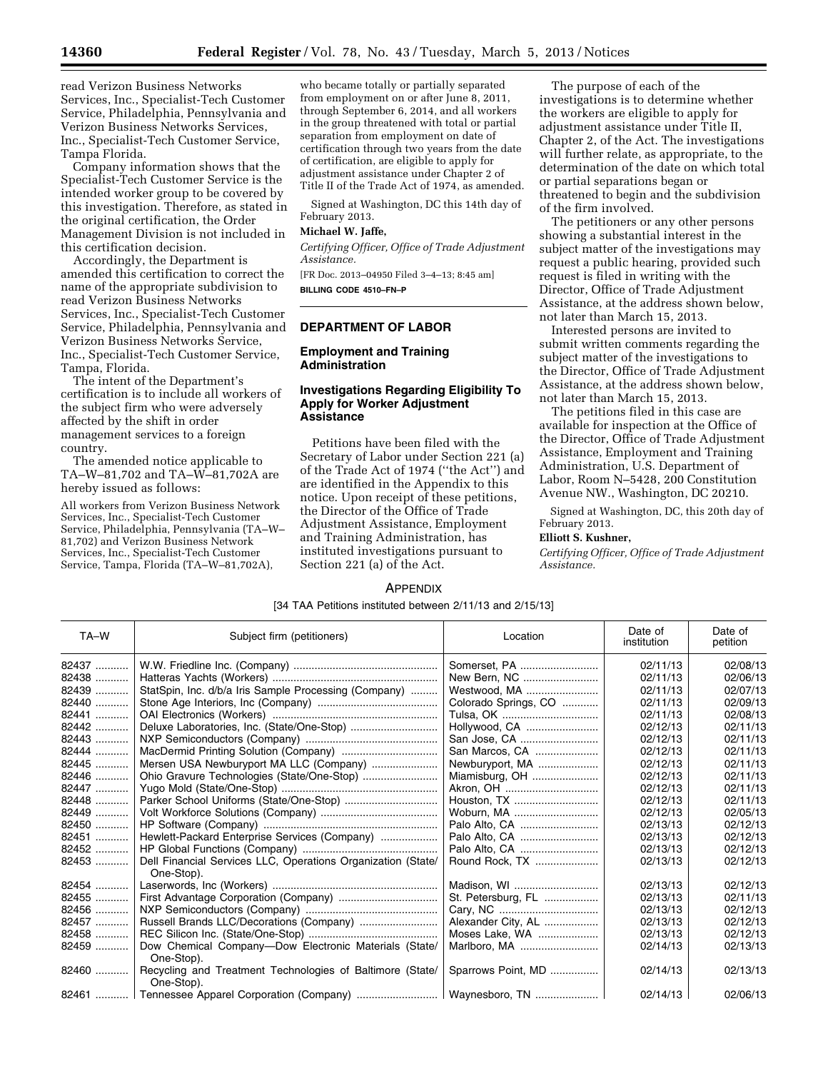read Verizon Business Networks Services, Inc., Specialist-Tech Customer Service, Philadelphia, Pennsylvania and Verizon Business Networks Services, Inc., Specialist-Tech Customer Service, Tampa Florida.

Company information shows that the Specialist-Tech Customer Service is the intended worker group to be covered by this investigation. Therefore, as stated in the original certification, the Order Management Division is not included in this certification decision.

Accordingly, the Department is amended this certification to correct the name of the appropriate subdivision to read Verizon Business Networks Services, Inc., Specialist-Tech Customer Service, Philadelphia, Pennsylvania and Verizon Business Networks Service, Inc., Specialist-Tech Customer Service, Tampa, Florida.

The intent of the Department's certification is to include all workers of the subject firm who were adversely affected by the shift in order management services to a foreign country.

The amended notice applicable to TA–W–81,702 and TA–W–81,702A are hereby issued as follows:

All workers from Verizon Business Network Services, Inc., Specialist-Tech Customer Service, Philadelphia, Pennsylvania (TA–W–81,702) and Verizon Business Network Services, Inc., Specialist-Tech Customer Service, Tampa, Florida (TA–W–81,702A), who became totally or partially separated from employment on or after June 8, 2011, through September 6, 2014, and all workers in the group threatened with total or partial separation from employment on date of certification through two years from the date of certification, are eligible to apply for adjustment assistance under Chapter 2 of Title II of the Trade Act of 1974, as amended.

Signed at Washington, DC this 14th day of February 2013.

**Michael W. Jaffe,**

*Certifying Officer, Office of Trade Adjustment Assistance.*

[FR Doc. 2013–04950 Filed 3–4–13; 8:45 am]

**BILLING CODE 4510–FN–P**

## DEPARTMENT OF LABOR

### Employment and Training Administration

### Investigations Regarding Eligibility To Apply for Worker Adjustment Assistance

Petitions have been filed with the Secretary of Labor under Section 221 (a) of the Trade Act of 1974 ("the Act") and are identified in the Appendix to this notice. Upon receipt of these petitions, the Director of the Office of Trade Adjustment Assistance, Employment and Training Administration, has instituted investigations pursuant to Section 221 (a) of the Act.

The purpose of each of the investigations is to determine whether the workers are eligible to apply for adjustment assistance under Title II, Chapter 2, of the Act. The investigations will further relate, as appropriate, to the determination of the date on which total or partial separations began or threatened to begin and the subdivision of the firm involved.

The petitioners or any other persons showing a substantial interest in the subject matter of the investigations may request a public hearing, provided such request is filed in writing with the Director, Office of Trade Adjustment Assistance, at the address shown below, not later than March 15, 2013.

Interested persons are invited to submit written comments regarding the subject matter of the investigations to the Director, Office of Trade Adjustment Assistance, at the address shown below, not later than March 15, 2013.

The petitions filed in this case are available for inspection at the Office of the Director, Office of Trade Adjustment Assistance, Employment and Training Administration, U.S. Department of Labor, Room N–5428, 200 Constitution Avenue NW., Washington, DC 20210.

Signed at Washington, DC, this 20th day of February 2013.

**Elliott S. Kushner,**

*Certifying Officer, Office of Trade Adjustment Assistance.*

APPENDIX

[34 TAA Petitions instituted between 2/11/13 and 2/15/13]

| TA–W | Subject firm (petitioners) | Location | Date of institution | Date of petition |
|---|---|---|---|---|
| 82437 | W.W. Friedline Inc. (Company) | Somerset, PA | 02/11/13 | 02/08/13 |
| 82438 | Hatteras Yachts (Workers) | New Bern, NC | 02/11/13 | 02/06/13 |
| 82439 | StatSpin, Inc. d/b/a Iris Sample Processing (Company) | Westwood, MA | 02/11/13 | 02/07/13 |
| 82440 | Stone Age Interiors, Inc (Company) | Colorado Springs, CO | 02/11/13 | 02/09/13 |
| 82441 | OAI Electronics (Workers) | Tulsa, OK | 02/11/13 | 02/08/13 |
| 82442 | Deluxe Laboratories, Inc. (State/One-Stop) | Hollywood, CA | 02/12/13 | 02/11/13 |
| 82443 | NXP Semiconductors (Company) | San Jose, CA | 02/12/13 | 02/11/13 |
| 82444 | MacDermid Printing Solution (Company) | San Marcos, CA | 02/12/13 | 02/11/13 |
| 82445 | Mersen USA Newburyport MA LLC (Company) | Newburyport, MA | 02/12/13 | 02/11/13 |
| 82446 | Ohio Gravure Technologies (State/One-Stop) | Miamisburg, OH | 02/12/13 | 02/11/13 |
| 82447 | Yugo Mold (State/One-Stop) | Akron, OH | 02/12/13 | 02/11/13 |
| 82448 | Parker School Uniforms (State/One-Stop) | Houston, TX | 02/12/13 | 02/11/13 |
| 82449 | Volt Workforce Solutions (Company) | Woburn, MA | 02/12/13 | 02/05/13 |
| 82450 | HP Software (Company) | Palo Alto, CA | 02/13/13 | 02/12/13 |
| 82451 | Hewlett-Packard Enterprise Services (Company) | Palo Alto, CA | 02/13/13 | 02/12/13 |
| 82452 | HP Global Functions (Company) | Palo Alto, CA | 02/13/13 | 02/12/13 |
| 82453 | Dell Financial Services LLC, Operations Organization (State/One-Stop). | Round Rock, TX | 02/13/13 | 02/12/13 |
| 82454 | Laserwords, Inc (Workers) | Madison, WI | 02/13/13 | 02/12/13 |
| 82455 | First Advantage Corporation (Company) | St. Petersburg, FL | 02/13/13 | 02/11/13 |
| 82456 | NXP Semiconductors (Company) | Cary, NC | 02/13/13 | 02/12/13 |
| 82457 | Russell Brands LLC/Decorations (Company) | Alexander City, AL | 02/13/13 | 02/12/13 |
| 82458 | REC Silicon Inc. (State/One-Stop) | Moses Lake, WA | 02/13/13 | 02/12/13 |
| 82459 | Dow Chemical Company—Dow Electronic Materials (State/One-Stop). | Marlboro, MA | 02/14/13 | 02/13/13 |
| 82460 | Recycling and Treatment Technologies of Baltimore (State/One-Stop). | Sparrows Point, MD | 02/14/13 | 02/13/13 |
| 82461 | Tennessee Apparel Corporation (Company) | Waynesboro, TN | 02/14/13 | 02/06/13 |